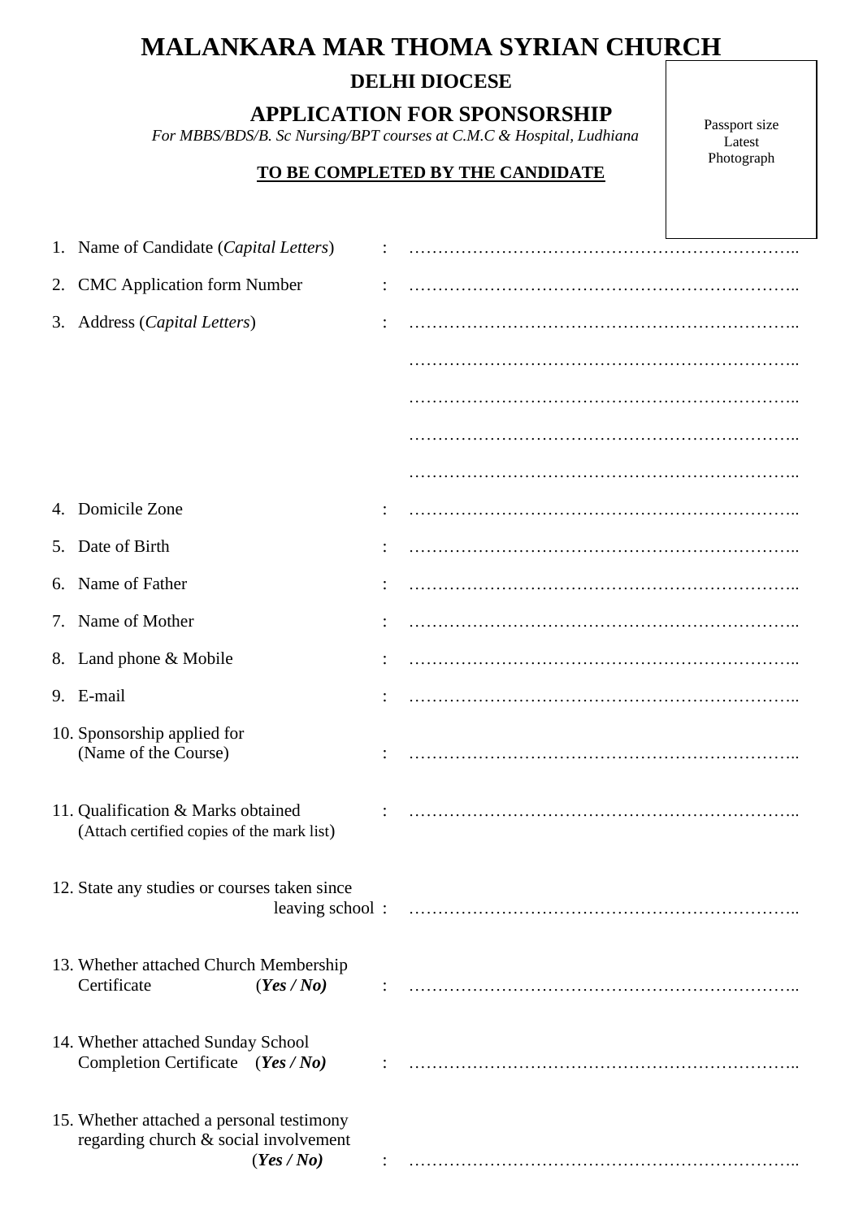# MALANKARA MAR THOMA SYRIAN CHURCH

## DELHI DIOCESE

## APPLICATION FOR SPONSORSHIP

*For MBBS/BDS/B. Sc Nursing/BPT courses at C.M.C & Hospital, Ludhiana*

**TO BE COMPLETED BY THE CANDIDATE**

Passport size Latest Photograph

1. Name of Candidate (*Capital Letters*) : …………………………………………………………..
2. CMC Application form Number : …………………………………………………………..
3. Address (*Capital Letters*) : …………………………………………………………..

   …………………………………………………………..

   …………………………………………………………..

   …………………………………………………………..

   …………………………………………………………..
4. Domicile Zone : …………………………………………………………..
5. Date of Birth : …………………………………………………………..
6. Name of Father : …………………………………………………………..
7. Name of Mother : …………………………………………………………..
8. Land phone & Mobile : …………………………………………………………..
9. E-mail : …………………………………………………………..
10. Sponsorship applied for (Name of the Course) : …………………………………………………………..
11. Qualification & Marks obtained (Attach certified copies of the mark list) : …………………………………………………………..
12. State any studies or courses taken since leaving school : …………………………………………………………..
13. Whether attached Church Membership Certificate (***Yes / No)*** : …………………………………………………………..
14. Whether attached Sunday School Completion Certificate (***Yes / No)*** : …………………………………………………………..
15. Whether attached a personal testimony regarding church & social involvement (***Yes / No)*** : …………………………………………………………..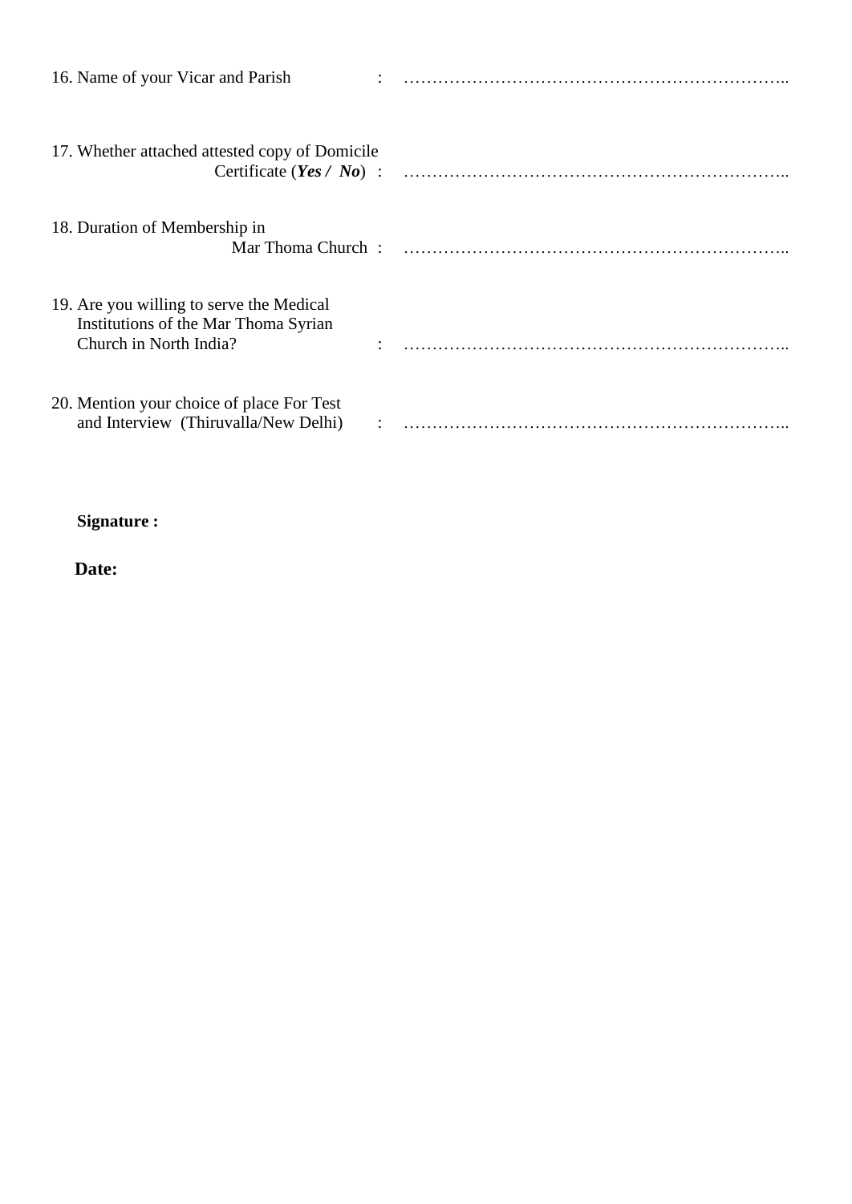16. Name of your Vicar and Parish : …………………………………………………………..

17. Whether attached attested copy of Domicile Certificate (***Yes / No***) : …………………………………………………………..

18. Duration of Membership in Mar Thoma Church : …………………………………………………………..

19. Are you willing to serve the Medical Institutions of the Mar Thoma Syrian Church in North India? : …………………………………………………………..

20. Mention your choice of place For Test and Interview (Thiruvalla/New Delhi) : …………………………………………………………..

**Signature :**

**Date:**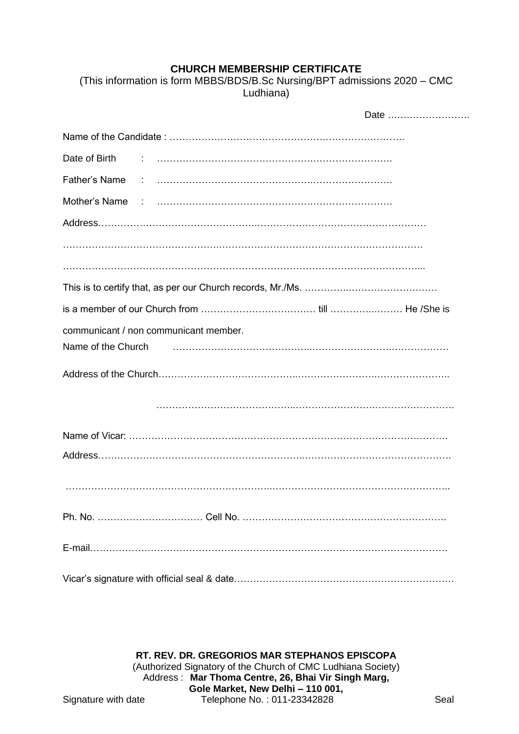**CHURCH MEMBERSHIP CERTIFICATE**

(This information is form MBBS/BDS/B.Sc Nursing/BPT admissions 2020 – CMC Ludhiana)

Date …………………….

Name of the Candidate : …………………………………………………………………….

Date of Birth : …………………………………………………………………

Father's Name : …………………………………………………………………

Mother's Name : …………………………………………………………………

Address…………………………………………………………………………………………

…………………………………………………………………………………………………

…………………………………………………………………………………………………...

This is to certify that, as per our Church records, Mr./Ms. ……………………………………

is a member of our Church from ……………………………… till ……………….… He /She is

communicant / non communicant member.

Name of the Church ……………………………………………………………………………

Address of the Church……………………………………………………………………………..

……………………………………………………………………………………….

Name of Vicar: ………………………………………………………………………………………

Address…………………………………………………………………………………………….

…………………………………………………………………………………………………………..

Ph. No. …………………………… Cell No. ……………………………………………………….

E-mail………………………………………………………………………………………………….

Vicar's signature with official seal & date……………………………………………………………

**RT. REV. DR. GREGORIOS MAR STEPHANOS EPISCOPA**

(Authorized Signatory of the Church of CMC Ludhiana Society)

Address : **Mar Thoma Centre, 26, Bhai Vir Singh Marg, Gole Market, New Delhi – 110 001,**

Telephone No. : 011-23342828

Signature with date

Seal